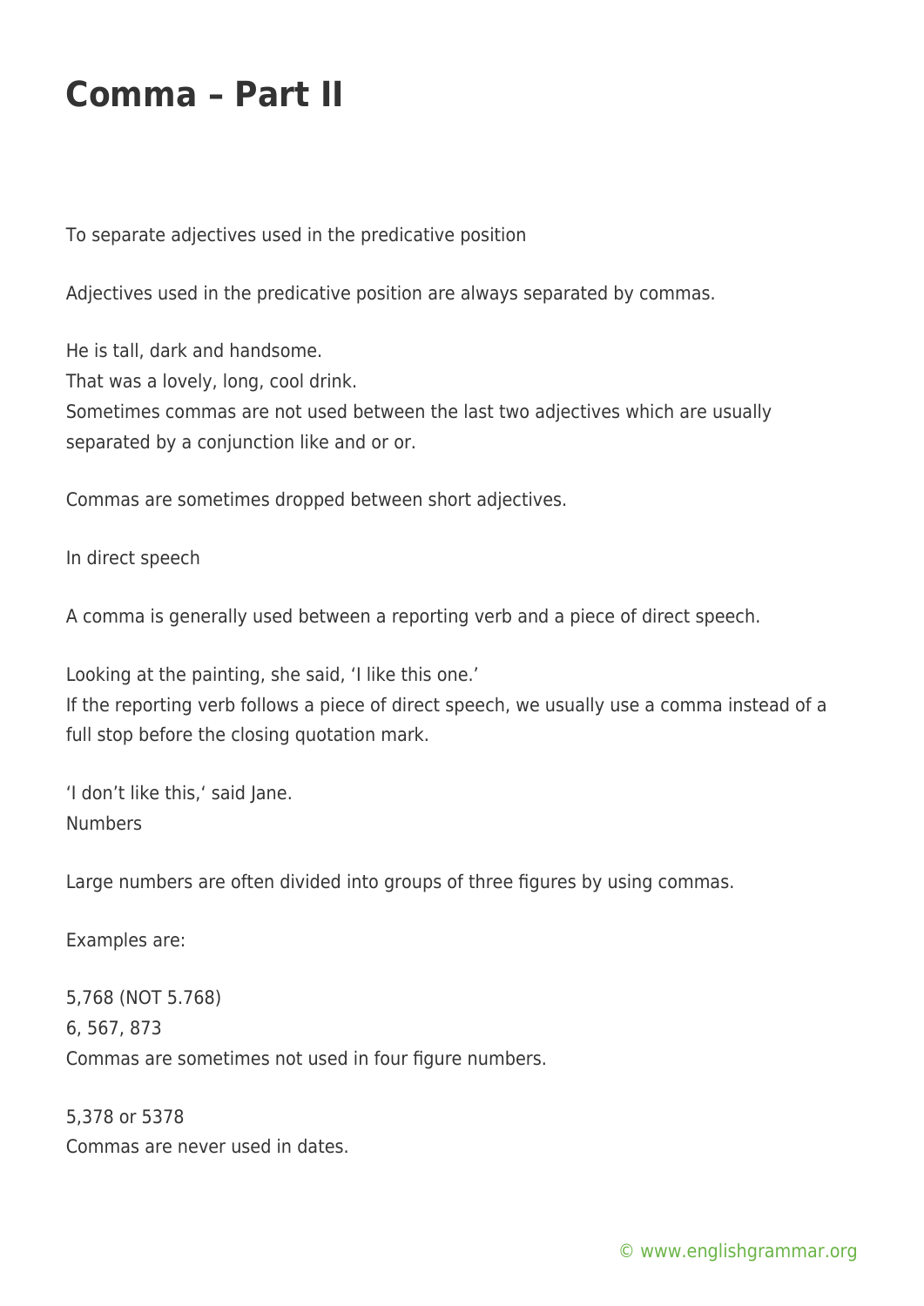# Comma – Part II

To separate adjectives used in the predicative position

Adjectives used in the predicative position are always separated by commas.

He is tall, dark and handsome.
That was a lovely, long, cool drink.
Sometimes commas are not used between the last two adjectives which are usually separated by a conjunction like and or or.

Commas are sometimes dropped between short adjectives.

In direct speech

A comma is generally used between a reporting verb and a piece of direct speech.

Looking at the painting, she said, ‘I like this one.’
If the reporting verb follows a piece of direct speech, we usually use a comma instead of a full stop before the closing quotation mark.

‘I don’t like this,‘ said Jane.
Numbers

Large numbers are often divided into groups of three figures by using commas.

Examples are:

5,768 (NOT 5.768)
6, 567, 873
Commas are sometimes not used in four figure numbers.

5,378 or 5378
Commas are never used in dates.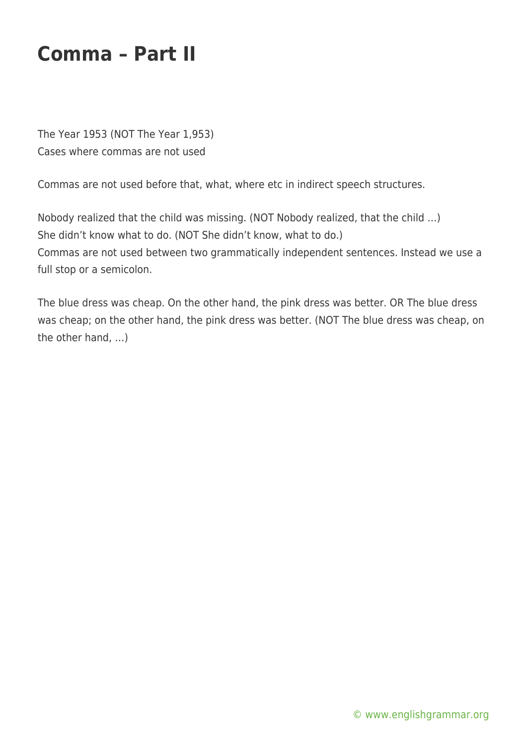# Comma – Part II

The Year 1953 (NOT The Year 1,953)
Cases where commas are not used

Commas are not used before that, what, where etc in indirect speech structures.

Nobody realized that the child was missing. (NOT Nobody realized, that the child …)
She didn't know what to do. (NOT She didn't know, what to do.)
Commas are not used between two grammatically independent sentences. Instead we use a full stop or a semicolon.

The blue dress was cheap. On the other hand, the pink dress was better. OR The blue dress was cheap; on the other hand, the pink dress was better. (NOT The blue dress was cheap, on the other hand, …)